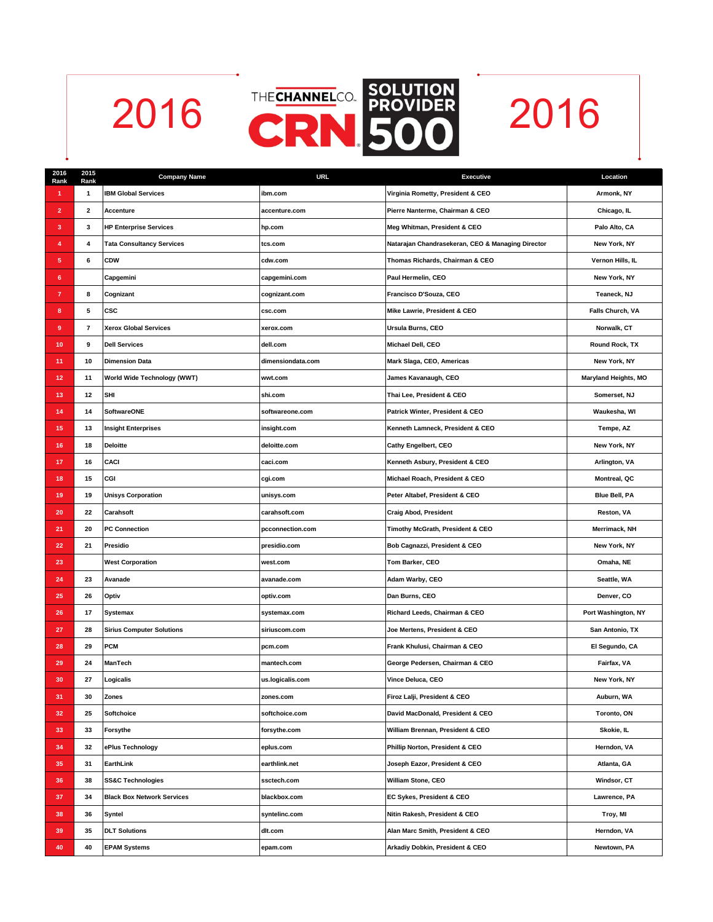# 2016 THE CHANNEL CO. CRN SOLUTION PROVIDER 500 2016

| 2016 Rank | 2015 Rank | Company Name | URL | Executive | Location |
|---|---|---|---|---|---|
| 1 | 1 | IBM Global Services | ibm.com | Virginia Rometty, President & CEO | Armonk, NY |
| 2 | 2 | Accenture | accenture.com | Pierre Nanterme, Chairman & CEO | Chicago, IL |
| 3 | 3 | HP Enterprise Services | hp.com | Meg Whitman, President & CEO | Palo Alto, CA |
| 4 | 4 | Tata Consultancy Services | tcs.com | Natarajan Chandrasekeran, CEO & Managing Director | New York, NY |
| 5 | 6 | CDW | cdw.com | Thomas Richards, Chairman & CEO | Vernon Hills, IL |
| 6 | | Capgemini | capgemini.com | Paul Hermelin, CEO | New York, NY |
| 7 | 8 | Cognizant | cognizant.com | Francisco D'Souza, CEO | Teaneck, NJ |
| 8 | 5 | CSC | csc.com | Mike Lawrie, President & CEO | Falls Church, VA |
| 9 | 7 | Xerox Global Services | xerox.com | Ursula Burns, CEO | Norwalk, CT |
| 10 | 9 | Dell Services | dell.com | Michael Dell, CEO | Round Rock, TX |
| 11 | 10 | Dimension Data | dimensiondata.com | Mark Slaga, CEO, Americas | New York, NY |
| 12 | 11 | World Wide Technology (WWT) | wwt.com | James Kavanaugh, CEO | Maryland Heights, MO |
| 13 | 12 | SHI | shi.com | Thai Lee, President & CEO | Somerset, NJ |
| 14 | 14 | SoftwareONE | softwareone.com | Patrick Winter, President & CEO | Waukesha, WI |
| 15 | 13 | Insight Enterprises | insight.com | Kenneth Lamneck, President & CEO | Tempe, AZ |
| 16 | 18 | Deloitte | deloitte.com | Cathy Engelbert, CEO | New York, NY |
| 17 | 16 | CACI | caci.com | Kenneth Asbury, President & CEO | Arlington, VA |
| 18 | 15 | CGI | cgi.com | Michael Roach, President & CEO | Montreal, QC |
| 19 | 19 | Unisys Corporation | unisys.com | Peter Altabef, President & CEO | Blue Bell, PA |
| 20 | 22 | Carahsoft | carahsoft.com | Craig Abod, President | Reston, VA |
| 21 | 20 | PC Connection | pcconnection.com | Timothy McGrath, President & CEO | Merrimack, NH |
| 22 | 21 | Presidio | presidio.com | Bob Cagnazzi, President & CEO | New York, NY |
| 23 | | West Corporation | west.com | Tom Barker, CEO | Omaha, NE |
| 24 | 23 | Avanade | avanade.com | Adam Warby, CEO | Seattle, WA |
| 25 | 26 | Optiv | optiv.com | Dan Burns, CEO | Denver, CO |
| 26 | 17 | Systemax | systemax.com | Richard Leeds, Chairman & CEO | Port Washington, NY |
| 27 | 28 | Sirius Computer Solutions | siriuscom.com | Joe Mertens, President & CEO | San Antonio, TX |
| 28 | 29 | PCM | pcm.com | Frank Khulusi, Chairman & CEO | El Segundo, CA |
| 29 | 24 | ManTech | mantech.com | George Pedersen, Chairman & CEO | Fairfax, VA |
| 30 | 27 | Logicalis | us.logicalis.com | Vince Deluca, CEO | New York, NY |
| 31 | 30 | Zones | zones.com | Firoz Lalji, President & CEO | Auburn, WA |
| 32 | 25 | Softchoice | softchoice.com | David MacDonald, President & CEO | Toronto, ON |
| 33 | 33 | Forsythe | forsythe.com | William Brennan, President & CEO | Skokie, IL |
| 34 | 32 | ePlus Technology | eplus.com | Phillip Norton, President & CEO | Herndon, VA |
| 35 | 31 | EarthLink | earthlink.net | Joseph Eazor, President & CEO | Atlanta, GA |
| 36 | 38 | SS&C Technologies | ssctech.com | William Stone, CEO | Windsor, CT |
| 37 | 34 | Black Box Network Services | blackbox.com | EC Sykes, President & CEO | Lawrence, PA |
| 38 | 36 | Syntel | syntelinc.com | Nitin Rakesh, President & CEO | Troy, MI |
| 39 | 35 | DLT Solutions | dlt.com | Alan Marc Smith, President & CEO | Herndon, VA |
| 40 | 40 | EPAM Systems | epam.com | Arkadiy Dobkin, President & CEO | Newtown, PA |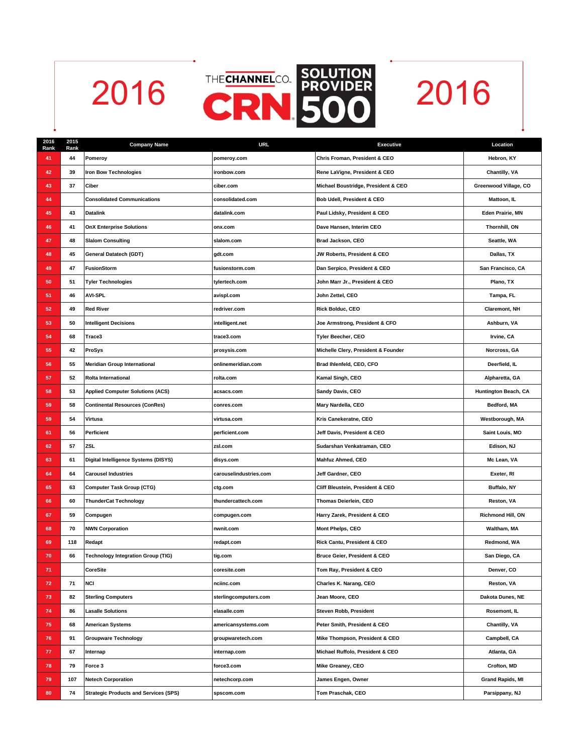# 2016 THE CHANNEL CO. CRN SOLUTION PROVIDER 500 2016

| 2016 Rank | 2015 Rank | Company Name | URL | Executive | Location |
|---|---|---|---|---|---|
| 41 | 44 | Pomeroy | pomeroy.com | Chris Froman, President & CEO | Hebron, KY |
| 42 | 39 | Iron Bow Technologies | ironbow.com | Rene LaVigne, President & CEO | Chantilly, VA |
| 43 | 37 | Ciber | ciber.com | Michael Boustridge, President & CEO | Greenwood Village, CO |
| 44 | | Consolidated Communications | consolidated.com | Bob Udell, President & CEO | Mattoon, IL |
| 45 | 43 | Datalink | datalink.com | Paul Lidsky, President & CEO | Eden Prairie, MN |
| 46 | 41 | OnX Enterprise Solutions | onx.com | Dave Hansen, Interim CEO | Thornhill, ON |
| 47 | 48 | Slalom Consulting | slalom.com | Brad Jackson, CEO | Seattle, WA |
| 48 | 45 | General Datatech (GDT) | gdt.com | JW Roberts, President & CEO | Dallas, TX |
| 49 | 47 | FusionStorm | fusionstorm.com | Dan Serpico, President & CEO | San Francisco, CA |
| 50 | 51 | Tyler Technologies | tylertech.com | John Marr Jr., President & CEO | Plano, TX |
| 51 | 46 | AVI-SPL | avispl.com | John Zettel, CEO | Tampa, FL |
| 52 | 49 | Red River | redriver.com | Rick Bolduc, CEO | Claremont, NH |
| 53 | 50 | Intelligent Decisions | intelligent.net | Joe Armstrong, President & CFO | Ashburn, VA |
| 54 | 68 | Trace3 | trace3.com | Tyler Beecher, CEO | Irvine, CA |
| 55 | 42 | ProSys | prosysis.com | Michelle Clery, President & Founder | Norcross, GA |
| 56 | 55 | Meridian Group International | onlinemeridian.com | Brad Ihlenfeld, CEO, CFO | Deerfield, IL |
| 57 | 52 | Rolta International | rolta.com | Kamal Singh, CEO | Alpharetta, GA |
| 58 | 53 | Applied Computer Solutions (ACS) | acsacs.com | Sandy Davis, CEO | Huntington Beach, CA |
| 59 | 58 | Continental Resources (ConRes) | conres.com | Mary Nardella, CEO | Bedford, MA |
| 59 | 54 | Virtusa | virtusa.com | Kris Canekeratne, CEO | Westborough, MA |
| 61 | 56 | Perficient | perficient.com | Jeff Davis, President & CEO | Saint Louis, MO |
| 62 | 57 | ZSL | zsl.com | Sudarshan Venkatraman, CEO | Edison, NJ |
| 63 | 61 | Digital Intelligence Systems (DISYS) | disys.com | Mahfuz Ahmed, CEO | Mc Lean, VA |
| 64 | 64 | Carousel Industries | carouselindustries.com | Jeff Gardner, CEO | Exeter, RI |
| 65 | 63 | Computer Task Group (CTG) | ctg.com | Cliff Bleustein, President & CEO | Buffalo, NY |
| 66 | 60 | ThunderCat Technology | thundercattech.com | Thomas Deierlein, CEO | Reston, VA |
| 67 | 59 | Compugen | compugen.com | Harry Zarek, President & CEO | Richmond Hill, ON |
| 68 | 70 | NWN Corporation | nwnit.com | Mont Phelps, CEO | Waltham, MA |
| 69 | 118 | Redapt | redapt.com | Rick Cantu, President & CEO | Redmond, WA |
| 70 | 66 | Technology Integration Group (TIG) | tig.com | Bruce Geier, President & CEO | San Diego, CA |
| 71 | | CoreSite | coresite.com | Tom Ray, President & CEO | Denver, CO |
| 72 | 71 | NCI | nciinc.com | Charles K. Narang, CEO | Reston, VA |
| 73 | 82 | Sterling Computers | sterlingcomputers.com | Jean Moore, CEO | Dakota Dunes, NE |
| 74 | 86 | Lasalle Solutions | elasalle.com | Steven Robb, President | Rosemont, IL |
| 75 | 68 | American Systems | americansystems.com | Peter Smith, President & CEO | Chantilly, VA |
| 76 | 91 | Groupware Technology | groupwaretech.com | Mike Thompson, President & CEO | Campbell, CA |
| 77 | 67 | Internap | internap.com | Michael Ruffolo, President & CEO | Atlanta, GA |
| 78 | 79 | Force 3 | force3.com | Mike Greaney, CEO | Crofton, MD |
| 79 | 107 | Netech Corporation | netechcorp.com | James Engen, Owner | Grand Rapids, MI |
| 80 | 74 | Strategic Products and Services (SPS) | spscom.com | Tom Praschak, CEO | Parsippany, NJ |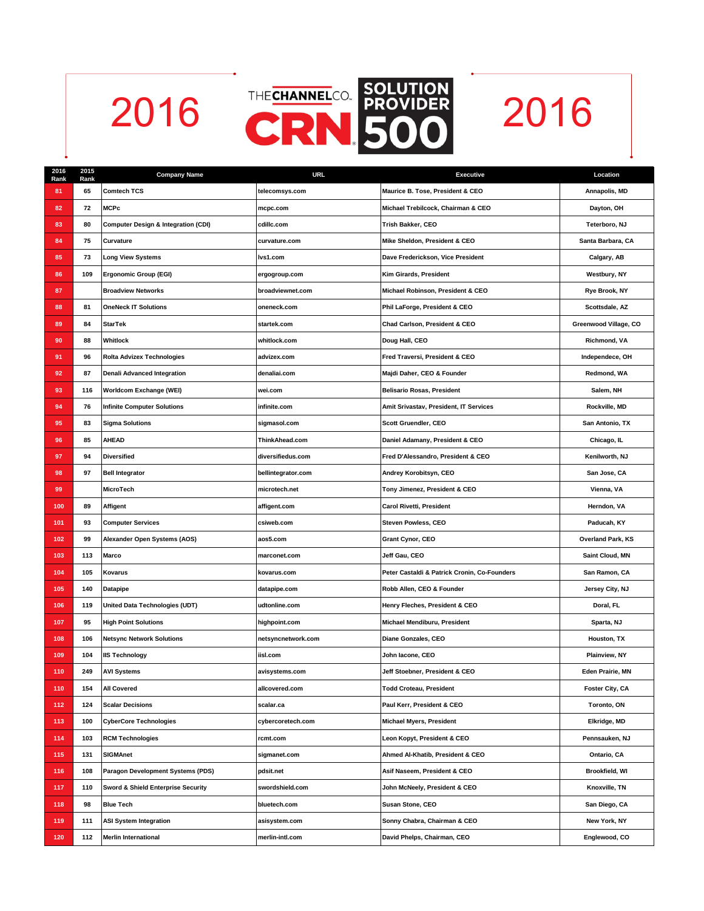# 2016 THECHANNELCO. CRN SOLUTION PROVIDER 500 2016

| 2016 Rank | 2015 Rank | Company Name | URL | Executive | Location |
|---|---|---|---|---|---|
| 81 | 65 | Comtech TCS | telecomsys.com | Maurice B. Tose, President & CEO | Annapolis, MD |
| 82 | 72 | MCPc | mcpc.com | Michael Trebilcock, Chairman & CEO | Dayton, OH |
| 83 | 80 | Computer Design & Integration (CDI) | cdillc.com | Trish Bakker, CEO | Teterboro, NJ |
| 84 | 75 | Curvature | curvature.com | Mike Sheldon, President & CEO | Santa Barbara, CA |
| 85 | 73 | Long View Systems | lvs1.com | Dave Frederickson, Vice President | Calgary, AB |
| 86 | 109 | Ergonomic Group (EGI) | ergogroup.com | Kim Girards, President | Westbury, NY |
| 87 | | Broadview Networks | broadviewnet.com | Michael Robinson, President & CEO | Rye Brook, NY |
| 88 | 81 | OneNeck IT Solutions | oneneck.com | Phil LaForge, President & CEO | Scottsdale, AZ |
| 89 | 84 | StarTek | startek.com | Chad Carlson, President & CEO | Greenwood Village, CO |
| 90 | 88 | Whitlock | whitlock.com | Doug Hall, CEO | Richmond, VA |
| 91 | 96 | Rolta Advizex Technologies | advizex.com | Fred Traversi, President & CEO | Independece, OH |
| 92 | 87 | Denali Advanced Integration | denaliai.com | Majdi Daher, CEO & Founder | Redmond, WA |
| 93 | 116 | Worldcom Exchange (WEI) | wei.com | Belisario Rosas, President | Salem, NH |
| 94 | 76 | Infinite Computer Solutions | infinite.com | Amit Srivastav, President, IT Services | Rockville, MD |
| 95 | 83 | Sigma Solutions | sigmasol.com | Scott Gruendler, CEO | San Antonio, TX |
| 96 | 85 | AHEAD | ThinkAhead.com | Daniel Adamany, President & CEO | Chicago, IL |
| 97 | 94 | Diversified | diversifiedus.com | Fred D'Alessandro, President & CEO | Kenilworth, NJ |
| 98 | 97 | Bell Integrator | bellintegrator.com | Andrey Korobitsyn, CEO | San Jose, CA |
| 99 | | MicroTech | microtech.net | Tony Jimenez, President & CEO | Vienna, VA |
| 100 | 89 | Affigent | affigent.com | Carol Rivetti, President | Herndon, VA |
| 101 | 93 | Computer Services | csiweb.com | Steven Powless, CEO | Paducah, KY |
| 102 | 99 | Alexander Open Systems (AOS) | aos5.com | Grant Cynor, CEO | Overland Park, KS |
| 103 | 113 | Marco | marconet.com | Jeff Gau, CEO | Saint Cloud, MN |
| 104 | 105 | Kovarus | kovarus.com | Peter Castaldi & Patrick Cronin, Co-Founders | San Ramon, CA |
| 105 | 140 | Datapipe | datapipe.com | Robb Allen, CEO & Founder | Jersey City, NJ |
| 106 | 119 | United Data Technologies (UDT) | udtonline.com | Henry Fleches, President & CEO | Doral, FL |
| 107 | 95 | High Point Solutions | highpoint.com | Michael Mendiburu, President | Sparta, NJ |
| 108 | 106 | Netsync Network Solutions | netsyncnetwork.com | Diane Gonzales, CEO | Houston, TX |
| 109 | 104 | IIS Technology | iisl.com | John Iacone, CEO | Plainview, NY |
| 110 | 249 | AVI Systems | avisystems.com | Jeff Stoebner, President & CEO | Eden Prairie, MN |
| 110 | 154 | All Covered | allcovered.com | Todd Croteau, President | Foster City, CA |
| 112 | 124 | Scalar Decisions | scalar.ca | Paul Kerr, President & CEO | Toronto, ON |
| 113 | 100 | CyberCore Technologies | cybercoretech.com | Michael Myers, President | Elkridge, MD |
| 114 | 103 | RCM Technologies | rcmt.com | Leon Kopyt, President & CEO | Pennsauken, NJ |
| 115 | 131 | SIGMAnet | sigmanet.com | Ahmed Al-Khatib, President & CEO | Ontario, CA |
| 116 | 108 | Paragon Development Systems (PDS) | pdsit.net | Asif Naseem, President & CEO | Brookfield, WI |
| 117 | 110 | Sword & Shield Enterprise Security | swordshield.com | John McNeely, President & CEO | Knoxville, TN |
| 118 | 98 | Blue Tech | bluetech.com | Susan Stone, CEO | San Diego, CA |
| 119 | 111 | ASI System Integration | asisystem.com | Sonny Chabra, Chairman & CEO | New York, NY |
| 120 | 112 | Merlin International | merlin-intl.com | David Phelps, Chairman, CEO | Englewood, CO |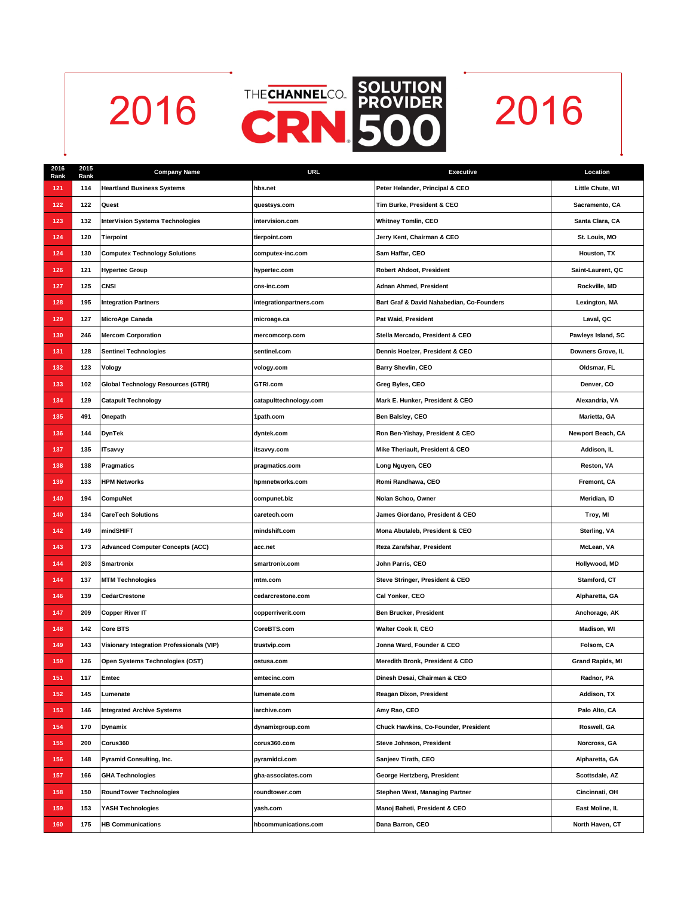# 2016 THECHANNELCO. CRN SOLUTION PROVIDER 500 2016

| 2016 Rank | 2015 Rank | Company Name | URL | Executive | Location |
|---|---|---|---|---|---|
| 121 | 114 | Heartland Business Systems | hbs.net | Peter Helander, Principal & CEO | Little Chute, WI |
| 122 | 122 | Quest | questsys.com | Tim Burke, President & CEO | Sacramento, CA |
| 123 | 132 | InterVision Systems Technologies | intervision.com | Whitney Tomlin, CEO | Santa Clara, CA |
| 124 | 120 | Tierpoint | tierpoint.com | Jerry Kent, Chairman & CEO | St. Louis, MO |
| 124 | 130 | Computex Technology Solutions | computex-inc.com | Sam Haffar, CEO | Houston, TX |
| 126 | 121 | Hypertec Group | hypertec.com | Robert Ahdoot, President | Saint-Laurent, QC |
| 127 | 125 | CNSI | cns-inc.com | Adnan Ahmed, President | Rockville, MD |
| 128 | 195 | Integration Partners | integrationpartners.com | Bart Graf & David Nahabedian, Co-Founders | Lexington, MA |
| 129 | 127 | MicroAge Canada | microage.ca | Pat Waid, President | Laval, QC |
| 130 | 246 | Mercom Corporation | mercomcorp.com | Stella Mercado, President & CEO | Pawleys Island, SC |
| 131 | 128 | Sentinel Technologies | sentinel.com | Dennis Hoelzer, President & CEO | Downers Grove, IL |
| 132 | 123 | Vology | vology.com | Barry Shevlin, CEO | Oldsmar, FL |
| 133 | 102 | Global Technology Resources (GTRI) | GTRI.com | Greg Byles, CEO | Denver, CO |
| 134 | 129 | Catapult Technology | catapulttechnology.com | Mark E. Hunker, President & CEO | Alexandria, VA |
| 135 | 491 | Onepath | 1path.com | Ben Balsley, CEO | Marietta, GA |
| 136 | 144 | DynTek | dyntek.com | Ron Ben-Yishay, President & CEO | Newport Beach, CA |
| 137 | 135 | ITsavvy | itsavvy.com | Mike Theriault, President & CEO | Addison, IL |
| 138 | 138 | Pragmatics | pragmatics.com | Long Nguyen, CEO | Reston, VA |
| 139 | 133 | HPM Networks | hpmnetworks.com | Romi Randhawa, CEO | Fremont, CA |
| 140 | 194 | CompuNet | compunet.biz | Nolan Schoo, Owner | Meridian, ID |
| 140 | 134 | CareTech Solutions | caretech.com | James Giordano, President & CEO | Troy, MI |
| 142 | 149 | mindSHIFT | mindshift.com | Mona Abutaleb, President & CEO | Sterling, VA |
| 143 | 173 | Advanced Computer Concepts (ACC) | acc.net | Reza Zarafshar, President | McLean, VA |
| 144 | 203 | Smartronix | smartronix.com | John Parris, CEO | Hollywood, MD |
| 144 | 137 | MTM Technologies | mtm.com | Steve Stringer, President & CEO | Stamford, CT |
| 146 | 139 | CedarCrestone | cedarcrestone.com | Cal Yonker, CEO | Alpharetta, GA |
| 147 | 209 | Copper River IT | copperriverit.com | Ben Brucker, President | Anchorage, AK |
| 148 | 142 | Core BTS | CoreBTS.com | Walter Cook II, CEO | Madison, WI |
| 149 | 143 | Visionary Integration Professionals (VIP) | trustvip.com | Jonna Ward, Founder & CEO | Folsom, CA |
| 150 | 126 | Open Systems Technologies (OST) | ostusa.com | Meredith Bronk, President & CEO | Grand Rapids, MI |
| 151 | 117 | Emtec | emtecinc.com | Dinesh Desai, Chairman & CEO | Radnor, PA |
| 152 | 145 | Lumenate | lumenate.com | Reagan Dixon, President | Addison, TX |
| 153 | 146 | Integrated Archive Systems | iarchive.com | Amy Rao, CEO | Palo Alto, CA |
| 154 | 170 | Dynamix | dynamixgroup.com | Chuck Hawkins, Co-Founder, President | Roswell, GA |
| 155 | 200 | Corus360 | corus360.com | Steve Johnson, President | Norcross, GA |
| 156 | 148 | Pyramid Consulting, Inc. | pyramidci.com | Sanjeev Tirath, CEO | Alpharetta, GA |
| 157 | 166 | GHA Technologies | gha-associates.com | George Hertzberg, President | Scottsdale, AZ |
| 158 | 150 | RoundTower Technologies | roundtower.com | Stephen West, Managing Partner | Cincinnati, OH |
| 159 | 153 | YASH Technologies | yash.com | Manoj Baheti, President & CEO | East Moline, IL |
| 160 | 175 | HB Communications | hbcommunications.com | Dana Barron, CEO | North Haven, CT |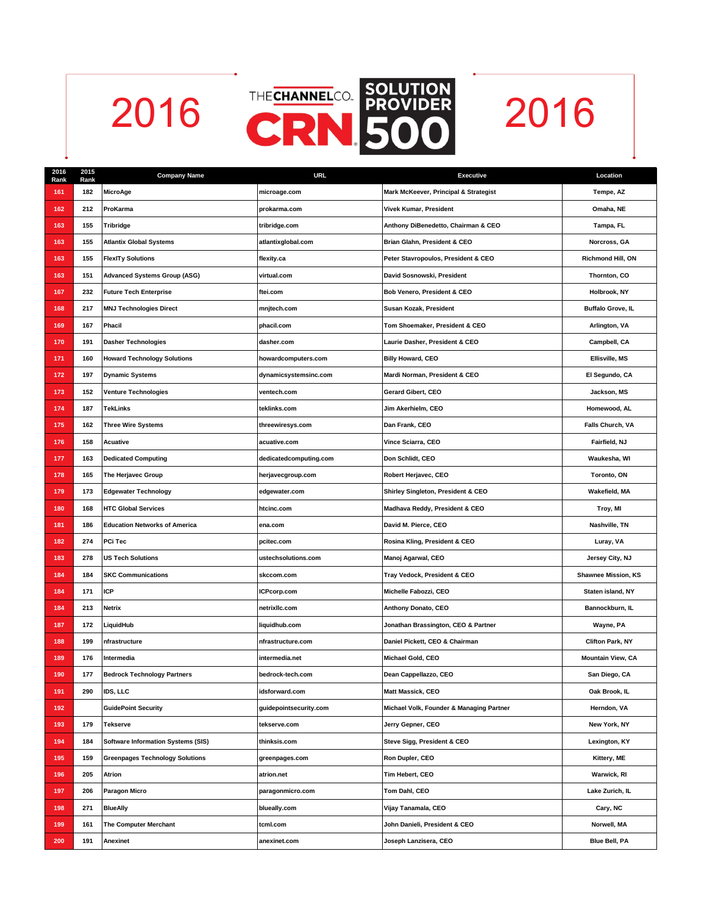# 2016 THE CHANNEL CO. CRN SOLUTION PROVIDER 500 2016

| 2016 Rank | 2015 Rank | Company Name | URL | Executive | Location |
|---|---|---|---|---|---|
| 161 | 182 | MicroAge | microage.com | Mark McKeever, Principal & Strategist | Tempe, AZ |
| 162 | 212 | ProKarma | prokarma.com | Vivek Kumar, President | Omaha, NE |
| 163 | 155 | Tribridge | tribridge.com | Anthony DiBenedetto, Chairman & CEO | Tampa, FL |
| 163 | 155 | Atlantix Global Systems | atlantixglobal.com | Brian Glahn, President & CEO | Norcross, GA |
| 163 | 155 | FlexITy Solutions | flexity.ca | Peter Stavropoulos, President & CEO | Richmond Hill, ON |
| 163 | 151 | Advanced Systems Group (ASG) | virtual.com | David Sosnowski, President | Thornton, CO |
| 167 | 232 | Future Tech Enterprise | ftei.com | Bob Venero, President & CEO | Holbrook, NY |
| 168 | 217 | MNJ Technologies Direct | mnjtech.com | Susan Kozak, President | Buffalo Grove, IL |
| 169 | 167 | Phacil | phacil.com | Tom Shoemaker, President & CEO | Arlington, VA |
| 170 | 191 | Dasher Technologies | dasher.com | Laurie Dasher, President & CEO | Campbell, CA |
| 171 | 160 | Howard Technology Solutions | howardcomputers.com | Billy Howard, CEO | Ellisville, MS |
| 172 | 197 | Dynamic Systems | dynamicsystemsinc.com | Mardi Norman, President & CEO | El Segundo, CA |
| 173 | 152 | Venture Technologies | ventech.com | Gerard Gibert, CEO | Jackson, MS |
| 174 | 187 | TekLinks | teklinks.com | Jim Akerhielm, CEO | Homewood, AL |
| 175 | 162 | Three Wire Systems | threewiresys.com | Dan Frank, CEO | Falls Church, VA |
| 176 | 158 | Acuative | acuative.com | Vince Sciarra, CEO | Fairfield, NJ |
| 177 | 163 | Dedicated Computing | dedicatedcomputing.com | Don Schlidt, CEO | Waukesha, WI |
| 178 | 165 | The Herjavec Group | herjavecgroup.com | Robert Herjavec, CEO | Toronto, ON |
| 179 | 173 | Edgewater Technology | edgewater.com | Shirley Singleton, President & CEO | Wakefield, MA |
| 180 | 168 | HTC Global Services | htcinc.com | Madhava Reddy, President & CEO | Troy, MI |
| 181 | 186 | Education Networks of America | ena.com | David M. Pierce, CEO | Nashville, TN |
| 182 | 274 | PCi Tec | pcitec.com | Rosina Kling, President & CEO | Luray, VA |
| 183 | 278 | US Tech Solutions | ustechsolutions.com | Manoj Agarwal, CEO | Jersey City, NJ |
| 184 | 184 | SKC Communications | skccom.com | Tray Vedock, President & CEO | Shawnee Mission, KS |
| 184 | 171 | ICP | ICPcorp.com | Michelle Fabozzi, CEO | Staten island, NY |
| 184 | 213 | Netrix | netrixllc.com | Anthony Donato, CEO | Bannockburn, IL |
| 187 | 172 | LiquidHub | liquidhub.com | Jonathan Brassington, CEO & Partner | Wayne, PA |
| 188 | 199 | nfrastructure | nfrastructure.com | Daniel Pickett, CEO & Chairman | Clifton Park, NY |
| 189 | 176 | Intermedia | intermedia.net | Michael Gold, CEO | Mountain View, CA |
| 190 | 177 | Bedrock Technology Partners | bedrock-tech.com | Dean Cappellazzo, CEO | San Diego, CA |
| 191 | 290 | IDS, LLC | idsforward.com | Matt Massick, CEO | Oak Brook, IL |
| 192 | | GuidePoint Security | guidepointsecurity.com | Michael Volk, Founder & Managing Partner | Herndon, VA |
| 193 | 179 | Tekserve | tekserve.com | Jerry Gepner, CEO | New York, NY |
| 194 | 184 | Software Information Systems (SIS) | thinksis.com | Steve Sigg, President & CEO | Lexington, KY |
| 195 | 159 | Greenpages Technology Solutions | greenpages.com | Ron Dupler, CEO | Kittery, ME |
| 196 | 205 | Atrion | atrion.net | Tim Hebert, CEO | Warwick, RI |
| 197 | 206 | Paragon Micro | paragonmicro.com | Tom Dahl, CEO | Lake Zurich, IL |
| 198 | 271 | BlueAlly | blueally.com | Vijay Tamanala, CEO | Cary, NC |
| 199 | 161 | The Computer Merchant | tcml.com | John Danieli, President & CEO | Norwell, MA |
| 200 | 191 | Anexinet | anexinet.com | Joseph Lanzisera, CEO | Blue Bell, PA |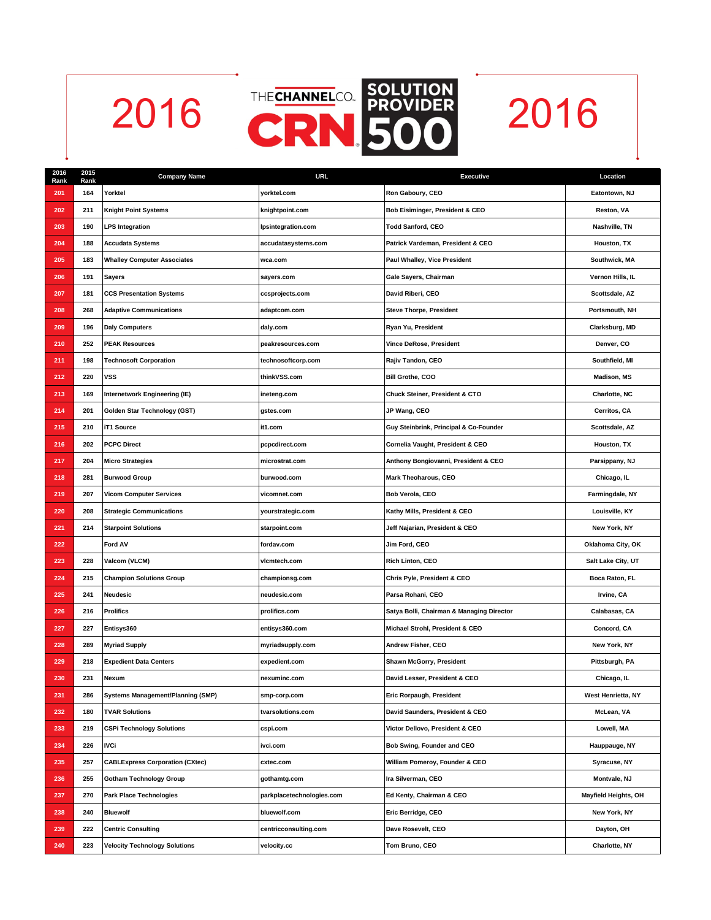# 2016 THE CHANNEL CO. CRN SOLUTION PROVIDER 500 2016

| 2016 Rank | 2015 Rank | Company Name | URL | Executive | Location |
|---|---|---|---|---|---|
| 201 | 164 | Yorktel | yorktel.com | Ron Gaboury, CEO | Eatontown, NJ |
| 202 | 211 | Knight Point Systems | knightpoint.com | Bob Eisiminger, President & CEO | Reston, VA |
| 203 | 190 | LPS Integration | lpsintegration.com | Todd Sanford, CEO | Nashville, TN |
| 204 | 188 | Accudata Systems | accudatasystems.com | Patrick Vardeman, President & CEO | Houston, TX |
| 205 | 183 | Whalley Computer Associates | wca.com | Paul Whalley, Vice President | Southwick, MA |
| 206 | 191 | Sayers | sayers.com | Gale Sayers, Chairman | Vernon Hills, IL |
| 207 | 181 | CCS Presentation Systems | ccsprojects.com | David Riberi, CEO | Scottsdale, AZ |
| 208 | 268 | Adaptive Communications | adaptcom.com | Steve Thorpe, President | Portsmouth, NH |
| 209 | 196 | Daly Computers | daly.com | Ryan Yu, President | Clarksburg, MD |
| 210 | 252 | PEAK Resources | peakresources.com | Vince DeRose, President | Denver, CO |
| 211 | 198 | Technosoft Corporation | technosoftcorp.com | Rajiv Tandon, CEO | Southfield, MI |
| 212 | 220 | VSS | thinkVSS.com | Bill Grothe, COO | Madison, MS |
| 213 | 169 | Internetwork Engineering (IE) | ineteng.com | Chuck Steiner, President & CTO | Charlotte, NC |
| 214 | 201 | Golden Star Technology (GST) | gstes.com | JP Wang, CEO | Cerritos, CA |
| 215 | 210 | iT1 Source | it1.com | Guy Steinbrink, Principal & Co-Founder | Scottsdale, AZ |
| 216 | 202 | PCPC Direct | pcpcdirect.com | Cornelia Vaught, President & CEO | Houston, TX |
| 217 | 204 | Micro Strategies | microstrat.com | Anthony Bongiovanni, President & CEO | Parsippany, NJ |
| 218 | 281 | Burwood Group | burwood.com | Mark Theoharous, CEO | Chicago, IL |
| 219 | 207 | Vicom Computer Services | vicomnet.com | Bob Verola, CEO | Farmingdale, NY |
| 220 | 208 | Strategic Communications | yourstrategic.com | Kathy Mills, President & CEO | Louisville, KY |
| 221 | 214 | Starpoint Solutions | starpoint.com | Jeff Najarian, President & CEO | New York, NY |
| 222 | | Ford AV | fordav.com | Jim Ford, CEO | Oklahoma City, OK |
| 223 | 228 | Valcom (VLCM) | vlcmtech.com | Rich Linton, CEO | Salt Lake City, UT |
| 224 | 215 | Champion Solutions Group | championsg.com | Chris Pyle, President & CEO | Boca Raton, FL |
| 225 | 241 | Neudesic | neudesic.com | Parsa Rohani, CEO | Irvine, CA |
| 226 | 216 | Prolifics | prolifics.com | Satya Bolli, Chairman & Managing Director | Calabasas, CA |
| 227 | 227 | Entisys360 | entisys360.com | Michael Strohl, President & CEO | Concord, CA |
| 228 | 289 | Myriad Supply | myriadsupply.com | Andrew Fisher, CEO | New York, NY |
| 229 | 218 | Expedient Data Centers | expedient.com | Shawn McGorry, President | Pittsburgh, PA |
| 230 | 231 | Nexum | nexuminc.com | David Lesser, President & CEO | Chicago, IL |
| 231 | 286 | Systems Management/Planning (SMP) | smp-corp.com | Eric Rorpaugh, President | West Henrietta, NY |
| 232 | 180 | TVAR Solutions | tvarsolutions.com | David Saunders, President & CEO | McLean, VA |
| 233 | 219 | CSPi Technology Solutions | cspi.com | Victor Dellovo, President & CEO | Lowell, MA |
| 234 | 226 | IVCi | ivci.com | Bob Swing, Founder and CEO | Hauppauge, NY |
| 235 | 257 | CABLExpress Corporation (CXtec) | cxtec.com | William Pomeroy, Founder & CEO | Syracuse, NY |
| 236 | 255 | Gotham Technology Group | gothamtg.com | Ira Silverman, CEO | Montvale, NJ |
| 237 | 270 | Park Place Technologies | parkplacetechnologies.com | Ed Kenty, Chairman & CEO | Mayfield Heights, OH |
| 238 | 240 | Bluewolf | bluewolf.com | Eric Berridge, CEO | New York, NY |
| 239 | 222 | Centric Consulting | centricconsulting.com | Dave Rosevelt, CEO | Dayton, OH |
| 240 | 223 | Velocity Technology Solutions | velocity.cc | Tom Bruno, CEO | Charlotte, NY |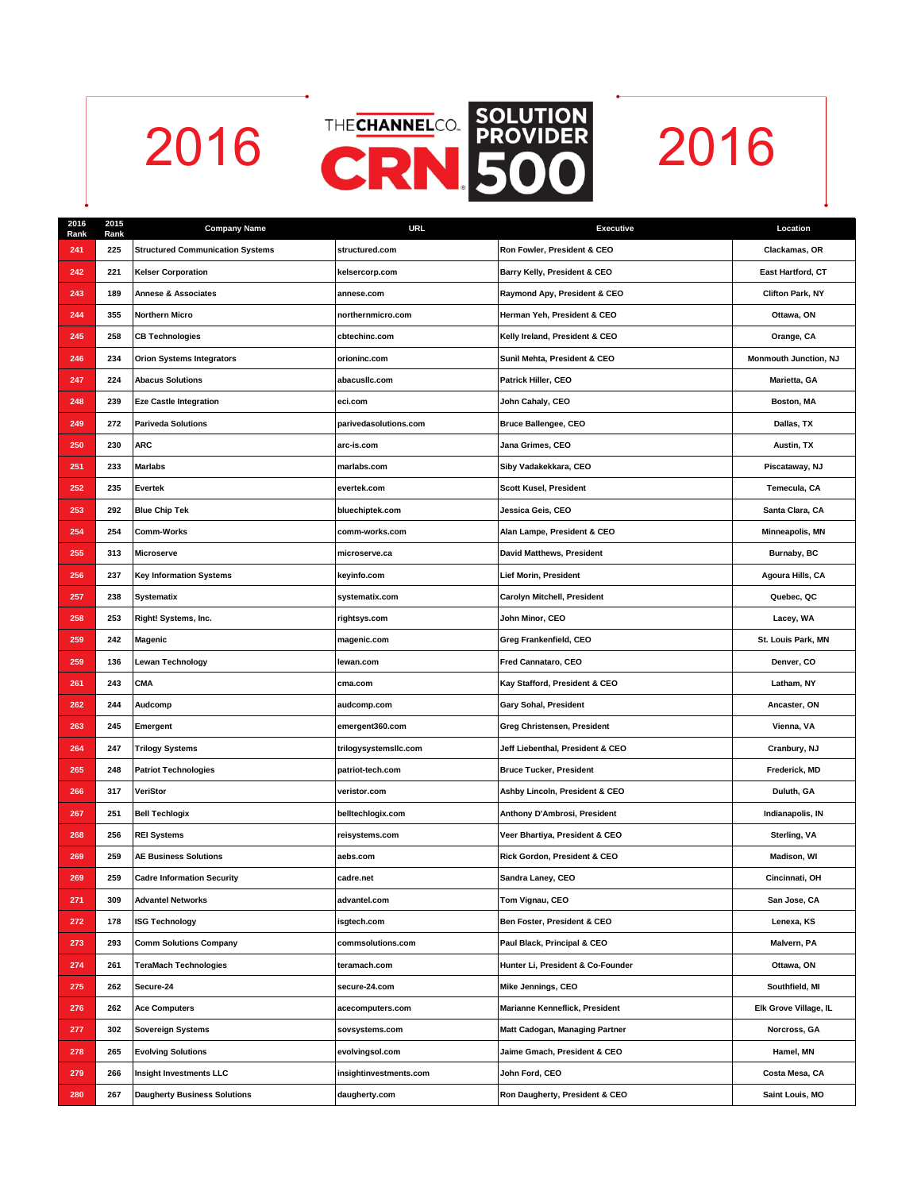# 2016 THE CHANNEL CO. CRN SOLUTION PROVIDER 500 2016

| 2016 Rank | 2015 Rank | Company Name | URL | Executive | Location |
|---|---|---|---|---|---|
| 241 | 225 | Structured Communication Systems | structured.com | Ron Fowler, President & CEO | Clackamas, OR |
| 242 | 221 | Kelser Corporation | kelsercorp.com | Barry Kelly, President & CEO | East Hartford, CT |
| 243 | 189 | Annese & Associates | annese.com | Raymond Apy, President & CEO | Clifton Park, NY |
| 244 | 355 | Northern Micro | northernmicro.com | Herman Yeh, President & CEO | Ottawa, ON |
| 245 | 258 | CB Technologies | cbtechinc.com | Kelly Ireland, President & CEO | Orange, CA |
| 246 | 234 | Orion Systems Integrators | orioninc.com | Sunil Mehta, President & CEO | Monmouth Junction, NJ |
| 247 | 224 | Abacus Solutions | abacusllc.com | Patrick Hiller, CEO | Marietta, GA |
| 248 | 239 | Eze Castle Integration | eci.com | John Cahaly, CEO | Boston, MA |
| 249 | 272 | Pariveda Solutions | parivedasolutions.com | Bruce Ballengee, CEO | Dallas, TX |
| 250 | 230 | ARC | arc-is.com | Jana Grimes, CEO | Austin, TX |
| 251 | 233 | Marlabs | marlabs.com | Siby Vadakekkara, CEO | Piscataway, NJ |
| 252 | 235 | Evertek | evertek.com | Scott Kusel, President | Temecula, CA |
| 253 | 292 | Blue Chip Tek | bluechiptek.com | Jessica Geis, CEO | Santa Clara, CA |
| 254 | 254 | Comm-Works | comm-works.com | Alan Lampe, President & CEO | Minneapolis, MN |
| 255 | 313 | Microserve | microserve.ca | David Matthews, President | Burnaby, BC |
| 256 | 237 | Key Information Systems | keyinfo.com | Lief Morin, President | Agoura Hills, CA |
| 257 | 238 | Systematix | systematix.com | Carolyn Mitchell, President | Quebec, QC |
| 258 | 253 | Right! Systems, Inc. | rightsys.com | John Minor, CEO | Lacey, WA |
| 259 | 242 | Magenic | magenic.com | Greg Frankenfield, CEO | St. Louis Park, MN |
| 259 | 136 | Lewan Technology | lewan.com | Fred Cannataro, CEO | Denver, CO |
| 261 | 243 | CMA | cma.com | Kay Stafford, President & CEO | Latham, NY |
| 262 | 244 | Audcomp | audcomp.com | Gary Sohal, President | Ancaster, ON |
| 263 | 245 | Emergent | emergent360.com | Greg Christensen, President | Vienna, VA |
| 264 | 247 | Trilogy Systems | trilogysystemsllc.com | Jeff Liebenthal, President & CEO | Cranbury, NJ |
| 265 | 248 | Patriot Technologies | patriot-tech.com | Bruce Tucker, President | Frederick, MD |
| 266 | 317 | VeriStor | veristor.com | Ashby Lincoln, President & CEO | Duluth, GA |
| 267 | 251 | Bell Techlogix | belltechlogix.com | Anthony D'Ambrosi, President | Indianapolis, IN |
| 268 | 256 | REI Systems | reisystems.com | Veer Bhartiya, President & CEO | Sterling, VA |
| 269 | 259 | AE Business Solutions | aebs.com | Rick Gordon, President & CEO | Madison, WI |
| 269 | 259 | Cadre Information Security | cadre.net | Sandra Laney, CEO | Cincinnati, OH |
| 271 | 309 | Advantel Networks | advantel.com | Tom Vignau, CEO | San Jose, CA |
| 272 | 178 | ISG Technology | isgtech.com | Ben Foster, President & CEO | Lenexa, KS |
| 273 | 293 | Comm Solutions Company | commsolutions.com | Paul Black, Principal & CEO | Malvern, PA |
| 274 | 261 | TeraMach Technologies | teramach.com | Hunter Li, President & Co-Founder | Ottawa, ON |
| 275 | 262 | Secure-24 | secure-24.com | Mike Jennings, CEO | Southfield, MI |
| 276 | 262 | Ace Computers | acecomputers.com | Marianne Kenneflick, President | Elk Grove Village, IL |
| 277 | 302 | Sovereign Systems | sovsystems.com | Matt Cadogan, Managing Partner | Norcross, GA |
| 278 | 265 | Evolving Solutions | evolvingsol.com | Jaime Gmach, President & CEO | Hamel, MN |
| 279 | 266 | Insight Investments LLC | insightinvestments.com | John Ford, CEO | Costa Mesa, CA |
| 280 | 267 | Daugherty Business Solutions | daugherty.com | Ron Daugherty, President & CEO | Saint Louis, MO |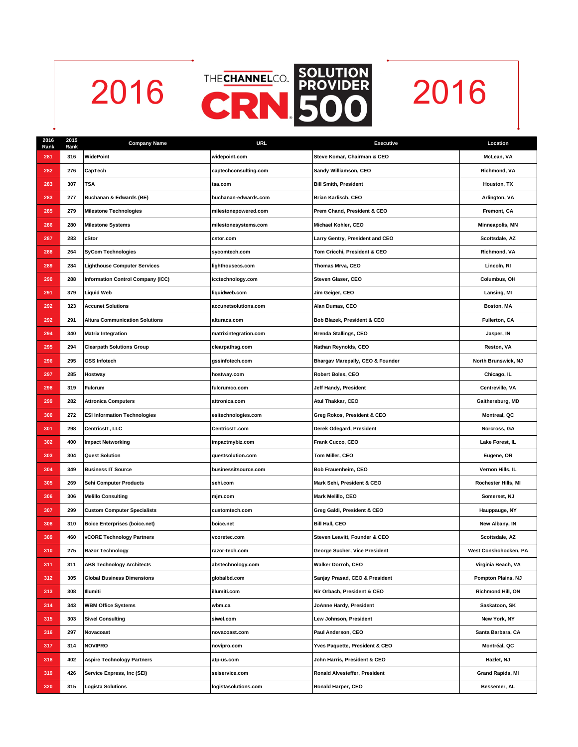# 2016 THE CHANNEL CO. CRN SOLUTION PROVIDER 500 2016

| 2016 Rank | 2015 Rank | Company Name | URL | Executive | Location |
|---|---|---|---|---|---|
| 281 | 316 | WidePoint | widepoint.com | Steve Komar, Chairman & CEO | McLean, VA |
| 282 | 276 | CapTech | captechconsulting.com | Sandy Williamson, CEO | Richmond, VA |
| 283 | 307 | TSA | tsa.com | Bill Smith, President | Houston, TX |
| 283 | 277 | Buchanan & Edwards (BE) | buchanan-edwards.com | Brian Karlisch, CEO | Arlington, VA |
| 285 | 279 | Milestone Technologies | milestonepowered.com | Prem Chand, President & CEO | Fremont, CA |
| 286 | 280 | Milestone Systems | milestonesystems.com | Michael Kohler, CEO | Minneapolis, MN |
| 287 | 283 | cStor | cstor.com | Larry Gentry, President and CEO | Scottsdale, AZ |
| 288 | 264 | SyCom Technologies | sycomtech.com | Tom Cricchi, President & CEO | Richmond, VA |
| 289 | 284 | Lighthouse Computer Services | lighthousecs.com | Thomas Mrva, CEO | Lincoln, RI |
| 290 | 288 | Information Control Company (ICC) | icctechnology.com | Steven Glaser, CEO | Columbus, OH |
| 291 | 379 | Liquid Web | liquidweb.com | Jim Geiger, CEO | Lansing, MI |
| 292 | 323 | Accunet Solutions | accunetsolutions.com | Alan Dumas, CEO | Boston, MA |
| 292 | 291 | Altura Communication Solutions | alturacs.com | Bob Blazek, President & CEO | Fullerton, CA |
| 294 | 340 | Matrix Integration | matrixintegration.com | Brenda Stallings, CEO | Jasper, IN |
| 295 | 294 | Clearpath Solutions Group | clearpathsg.com | Nathan Reynolds, CEO | Reston, VA |
| 296 | 295 | GSS Infotech | gssinfotech.com | Bhargav Marepally, CEO & Founder | North Brunswick, NJ |
| 297 | 285 | Hostway | hostway.com | Robert Boles, CEO | Chicago, IL |
| 298 | 319 | Fulcrum | fulcrumco.com | Jeff Handy, President | Centreville, VA |
| 299 | 282 | Attronica Computers | attronica.com | Atul Thakkar, CEO | Gaithersburg, MD |
| 300 | 272 | ESI Information Technologies | esitechnologies.com | Greg Rokos, President & CEO | Montreal, QC |
| 301 | 298 | CentricsIT, LLC | CentricsIT.com | Derek Odegard, President | Norcross, GA |
| 302 | 400 | Impact Networking | impactmybiz.com | Frank Cucco, CEO | Lake Forest, IL |
| 303 | 304 | Quest Solution | questsolution.com | Tom Miller, CEO | Eugene, OR |
| 304 | 349 | Business IT Source | businessitsource.com | Bob Frauenheim, CEO | Vernon Hills, IL |
| 305 | 269 | Sehi Computer Products | sehi.com | Mark Sehi, President & CEO | Rochester Hills, MI |
| 306 | 306 | Melillo Consulting | mjm.com | Mark Melillo, CEO | Somerset, NJ |
| 307 | 299 | Custom Computer Specialists | customtech.com | Greg Galdi, President & CEO | Hauppauge, NY |
| 308 | 310 | Boice Enterprises (boice.net) | boice.net | Bill Hall, CEO | New Albany, IN |
| 309 | 460 | vCORE Technology Partners | vcoretec.com | Steven Leavitt, Founder & CEO | Scottsdale, AZ |
| 310 | 275 | Razor Technology | razor-tech.com | George Sucher, Vice President | West Conshohocken, PA |
| 311 | 311 | ABS Technology Architects | abstechnology.com | Walker Dorroh, CEO | Virginia Beach, VA |
| 312 | 305 | Global Business Dimensions | globalbd.com | Sanjay Prasad, CEO & President | Pompton Plains, NJ |
| 313 | 308 | Illumiti | illumiti.com | Nir Orbach, President & CEO | Richmond Hill, ON |
| 314 | 343 | WBM Office Systems | wbm.ca | JoAnne Hardy, President | Saskatoon, SK |
| 315 | 303 | Siwel Consulting | siwel.com | Lew Johnson, President | New York, NY |
| 316 | 297 | Novacoast | novacoast.com | Paul Anderson, CEO | Santa Barbara, CA |
| 317 | 314 | NOVIPRO | novipro.com | Yves Paquette, President & CEO | Montréal, QC |
| 318 | 402 | Aspire Technology Partners | atp-us.com | John Harris, President & CEO | Hazlet, NJ |
| 319 | 426 | Service Express, Inc (SEI) | seiservice.com | Ronald Alvesteffer, President | Grand Rapids, MI |
| 320 | 315 | Logista Solutions | logistasolutions.com | Ronald Harper, CEO | Bessemer, AL |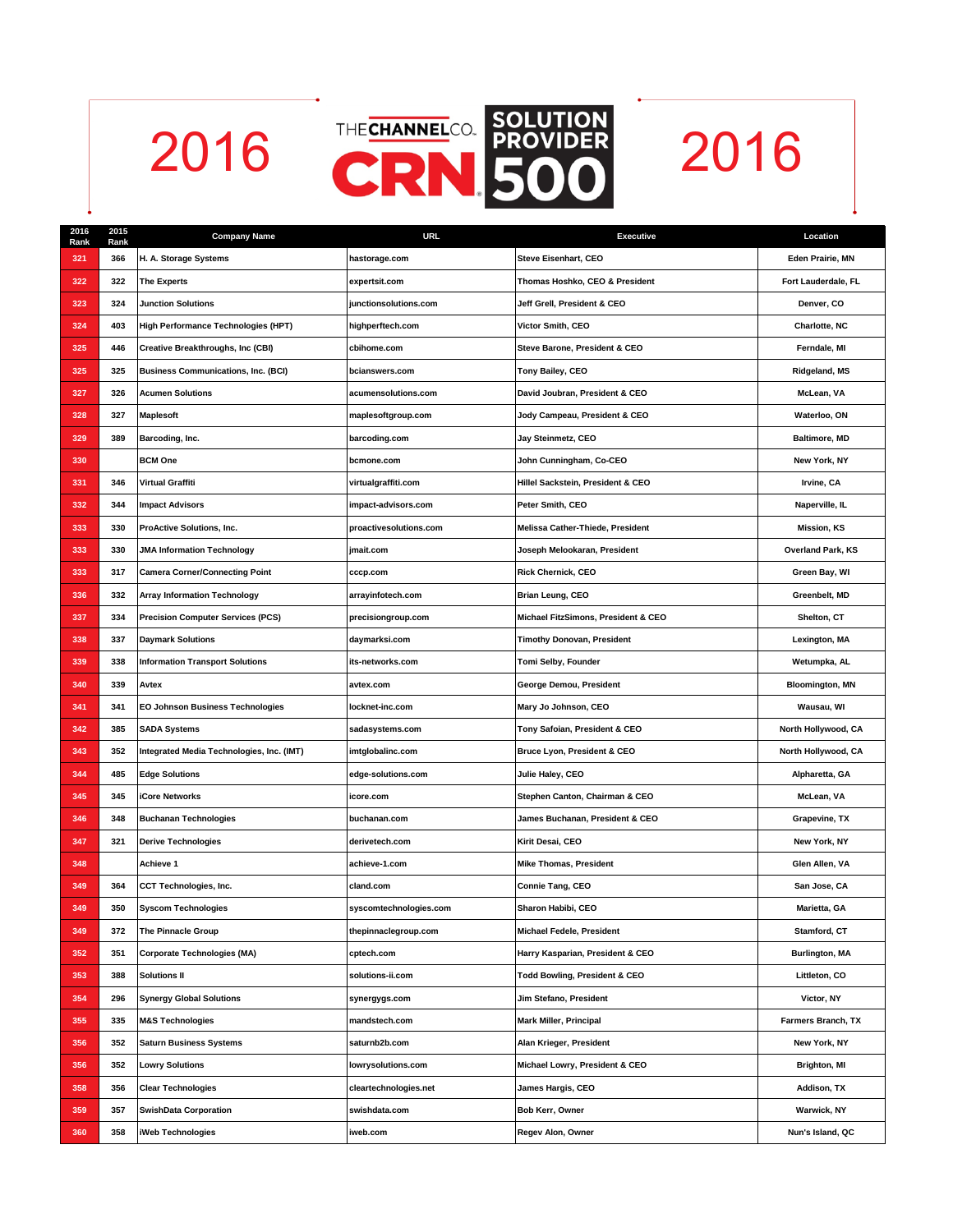# 2016 THE CHANNEL CO. CRN SOLUTION PROVIDER 500 2016

| 2016 Rank | 2015 Rank | Company Name | URL | Executive | Location |
|---|---|---|---|---|---|
| 321 | 366 | H. A. Storage Systems | hastorage.com | Steve Eisenhart, CEO | Eden Prairie, MN |
| 322 | 322 | The Experts | expertsit.com | Thomas Hoshko, CEO & President | Fort Lauderdale, FL |
| 323 | 324 | Junction Solutions | junctionsolutions.com | Jeff Grell, President & CEO | Denver, CO |
| 324 | 403 | High Performance Technologies (HPT) | highperftech.com | Victor Smith, CEO | Charlotte, NC |
| 325 | 446 | Creative Breakthroughs, Inc (CBI) | cbihome.com | Steve Barone, President & CEO | Ferndale, MI |
| 325 | 325 | Business Communications, Inc. (BCI) | bcianswers.com | Tony Bailey, CEO | Ridgeland, MS |
| 327 | 326 | Acumen Solutions | acumensolutions.com | David Joubran, President & CEO | McLean, VA |
| 328 | 327 | Maplesoft | maplesoftgroup.com | Jody Campeau, President & CEO | Waterloo, ON |
| 329 | 389 | Barcoding, Inc. | barcoding.com | Jay Steinmetz, CEO | Baltimore, MD |
| 330 | | BCM One | bcmone.com | John Cunningham, Co-CEO | New York, NY |
| 331 | 346 | Virtual Graffiti | virtualgraffiti.com | Hillel Sackstein, President & CEO | Irvine, CA |
| 332 | 344 | Impact Advisors | impact-advisors.com | Peter Smith, CEO | Naperville, IL |
| 333 | 330 | ProActive Solutions, Inc. | proactivesolutions.com | Melissa Cather-Thiede, President | Mission, KS |
| 333 | 330 | JMA Information Technology | jmait.com | Joseph Melookaran, President | Overland Park, KS |
| 333 | 317 | Camera Corner/Connecting Point | cccp.com | Rick Chernick, CEO | Green Bay, WI |
| 336 | 332 | Array Information Technology | arrayinfotech.com | Brian Leung, CEO | Greenbelt, MD |
| 337 | 334 | Precision Computer Services (PCS) | precisiongroup.com | Michael FitzSimons, President & CEO | Shelton, CT |
| 338 | 337 | Daymark Solutions | daymarksi.com | Timothy Donovan, President | Lexington, MA |
| 339 | 338 | Information Transport Solutions | its-networks.com | Tomi Selby, Founder | Wetumpka, AL |
| 340 | 339 | Avtex | avtex.com | George Demou, President | Bloomington, MN |
| 341 | 341 | EO Johnson Business Technologies | locknet-inc.com | Mary Jo Johnson, CEO | Wausau, WI |
| 342 | 385 | SADA Systems | sadasystems.com | Tony Safoian, President & CEO | North Hollywood, CA |
| 343 | 352 | Integrated Media Technologies, Inc. (IMT) | imtglobalinc.com | Bruce Lyon, President & CEO | North Hollywood, CA |
| 344 | 485 | Edge Solutions | edge-solutions.com | Julie Haley, CEO | Alpharetta, GA |
| 345 | 345 | iCore Networks | icore.com | Stephen Canton, Chairman & CEO | McLean, VA |
| 346 | 348 | Buchanan Technologies | buchanan.com | James Buchanan, President & CEO | Grapevine, TX |
| 347 | 321 | Derive Technologies | derivetech.com | Kirit Desai, CEO | New York, NY |
| 348 | | Achieve 1 | achieve-1.com | Mike Thomas, President | Glen Allen, VA |
| 349 | 364 | CCT Technologies, Inc. | cland.com | Connie Tang, CEO | San Jose, CA |
| 349 | 350 | Syscom Technologies | syscomtechnologies.com | Sharon Habibi, CEO | Marietta, GA |
| 349 | 372 | The Pinnacle Group | thepinnaclegroup.com | Michael Fedele, President | Stamford, CT |
| 352 | 351 | Corporate Technologies (MA) | cptech.com | Harry Kasparian, President & CEO | Burlington, MA |
| 353 | 388 | Solutions II | solutions-ii.com | Todd Bowling, President & CEO | Littleton, CO |
| 354 | 296 | Synergy Global Solutions | synergygs.com | Jim Stefano, President | Victor, NY |
| 355 | 335 | M&S Technologies | mandstech.com | Mark Miller, Principal | Farmers Branch, TX |
| 356 | 352 | Saturn Business Systems | saturnb2b.com | Alan Krieger, President | New York, NY |
| 356 | 352 | Lowry Solutions | lowrysolutions.com | Michael Lowry, President & CEO | Brighton, MI |
| 358 | 356 | Clear Technologies | cleartechnologies.net | James Hargis, CEO | Addison, TX |
| 359 | 357 | SwishData Corporation | swishdata.com | Bob Kerr, Owner | Warwick, NY |
| 360 | 358 | iWeb Technologies | iweb.com | Regev Alon, Owner | Nun's Island, QC |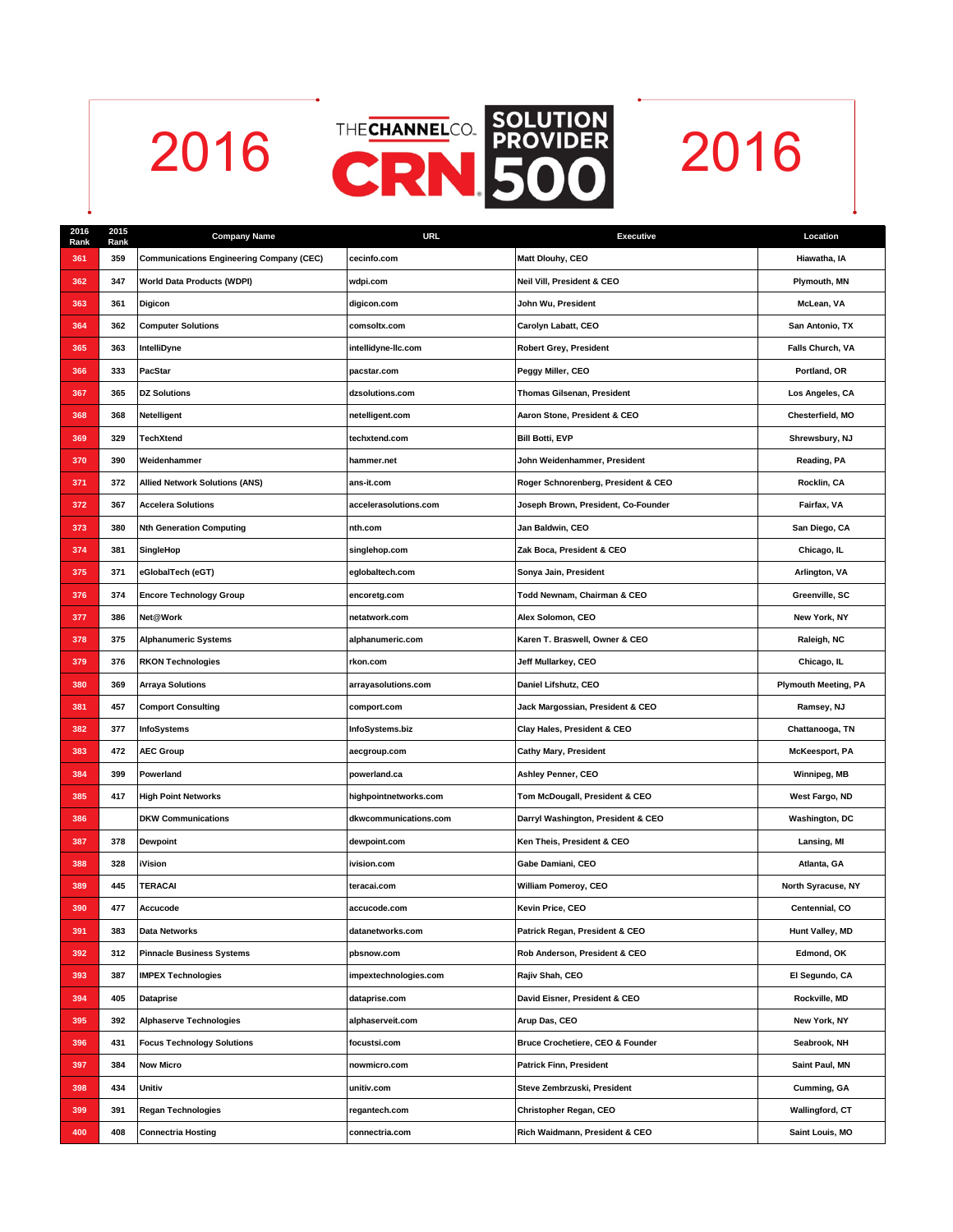# 2016 THE CHANNEL CO. CRN SOLUTION PROVIDER 500 2016

| 2016 Rank | 2015 Rank | Company Name | URL | Executive | Location |
|---|---|---|---|---|---|
| 361 | 359 | Communications Engineering Company (CEC) | cecinfo.com | Matt Dlouhy, CEO | Hiawatha, IA |
| 362 | 347 | World Data Products (WDPI) | wdpi.com | Neil Vill, President & CEO | Plymouth, MN |
| 363 | 361 | Digicon | digicon.com | John Wu, President | McLean, VA |
| 364 | 362 | Computer Solutions | comsoltx.com | Carolyn Labatt, CEO | San Antonio, TX |
| 365 | 363 | IntelliDyne | intellidyne-llc.com | Robert Grey, President | Falls Church, VA |
| 366 | 333 | PacStar | pacstar.com | Peggy Miller, CEO | Portland, OR |
| 367 | 365 | DZ Solutions | dzsolutions.com | Thomas Gilsenan, President | Los Angeles, CA |
| 368 | 368 | Netelligent | netelligent.com | Aaron Stone, President & CEO | Chesterfield, MO |
| 369 | 329 | TechXtend | techxtend.com | Bill Botti, EVP | Shrewsbury, NJ |
| 370 | 390 | Weidenhammer | hammer.net | John Weidenhammer, President | Reading, PA |
| 371 | 372 | Allied Network Solutions (ANS) | ans-it.com | Roger Schnorenberg, President & CEO | Rocklin, CA |
| 372 | 367 | Accelera Solutions | accelerasolutions.com | Joseph Brown, President, Co-Founder | Fairfax, VA |
| 373 | 380 | Nth Generation Computing | nth.com | Jan Baldwin, CEO | San Diego, CA |
| 374 | 381 | SingleHop | singlehop.com | Zak Boca, President & CEO | Chicago, IL |
| 375 | 371 | eGlobalTech (eGT) | eglobaltech.com | Sonya Jain, President | Arlington, VA |
| 376 | 374 | Encore Technology Group | encoretg.com | Todd Newnam, Chairman & CEO | Greenville, SC |
| 377 | 386 | Net@Work | netatwork.com | Alex Solomon, CEO | New York, NY |
| 378 | 375 | Alphanumeric Systems | alphanumeric.com | Karen T. Braswell, Owner & CEO | Raleigh, NC |
| 379 | 376 | RKON Technologies | rkon.com | Jeff Mullarkey, CEO | Chicago, IL |
| 380 | 369 | Arraya Solutions | arrayasolutions.com | Daniel Lifshutz, CEO | Plymouth Meeting, PA |
| 381 | 457 | Comport Consulting | comport.com | Jack Margossian, President & CEO | Ramsey, NJ |
| 382 | 377 | InfoSystems | InfoSystems.biz | Clay Hales, President & CEO | Chattanooga, TN |
| 383 | 472 | AEC Group | aecgroup.com | Cathy Mary, President | McKeesport, PA |
| 384 | 399 | Powerland | powerland.ca | Ashley Penner, CEO | Winnipeg, MB |
| 385 | 417 | High Point Networks | highpointnetworks.com | Tom McDougall, President & CEO | West Fargo, ND |
| 386 | | DKW Communications | dkwcommunications.com | Darryl Washington, President & CEO | Washington, DC |
| 387 | 378 | Dewpoint | dewpoint.com | Ken Theis, President & CEO | Lansing, MI |
| 388 | 328 | iVision | ivision.com | Gabe Damiani, CEO | Atlanta, GA |
| 389 | 445 | TERACAI | teracai.com | William Pomeroy, CEO | North Syracuse, NY |
| 390 | 477 | Accucode | accucode.com | Kevin Price, CEO | Centennial, CO |
| 391 | 383 | Data Networks | datanetworks.com | Patrick Regan, President & CEO | Hunt Valley, MD |
| 392 | 312 | Pinnacle Business Systems | pbsnow.com | Rob Anderson, President & CEO | Edmond, OK |
| 393 | 387 | IMPEX Technologies | impextechnologies.com | Rajiv Shah, CEO | El Segundo, CA |
| 394 | 405 | Dataprise | dataprise.com | David Eisner, President & CEO | Rockville, MD |
| 395 | 392 | Alphaserve Technologies | alphaserveit.com | Arup Das, CEO | New York, NY |
| 396 | 431 | Focus Technology Solutions | focustsi.com | Bruce Crochetiere, CEO & Founder | Seabrook, NH |
| 397 | 384 | Now Micro | nowmicro.com | Patrick Finn, President | Saint Paul, MN |
| 398 | 434 | Unitiv | unitiv.com | Steve Zembrzuski, President | Cumming, GA |
| 399 | 391 | Regan Technologies | regantech.com | Christopher Regan, CEO | Wallingford, CT |
| 400 | 408 | Connectria Hosting | connectria.com | Rich Waidmann, President & CEO | Saint Louis, MO |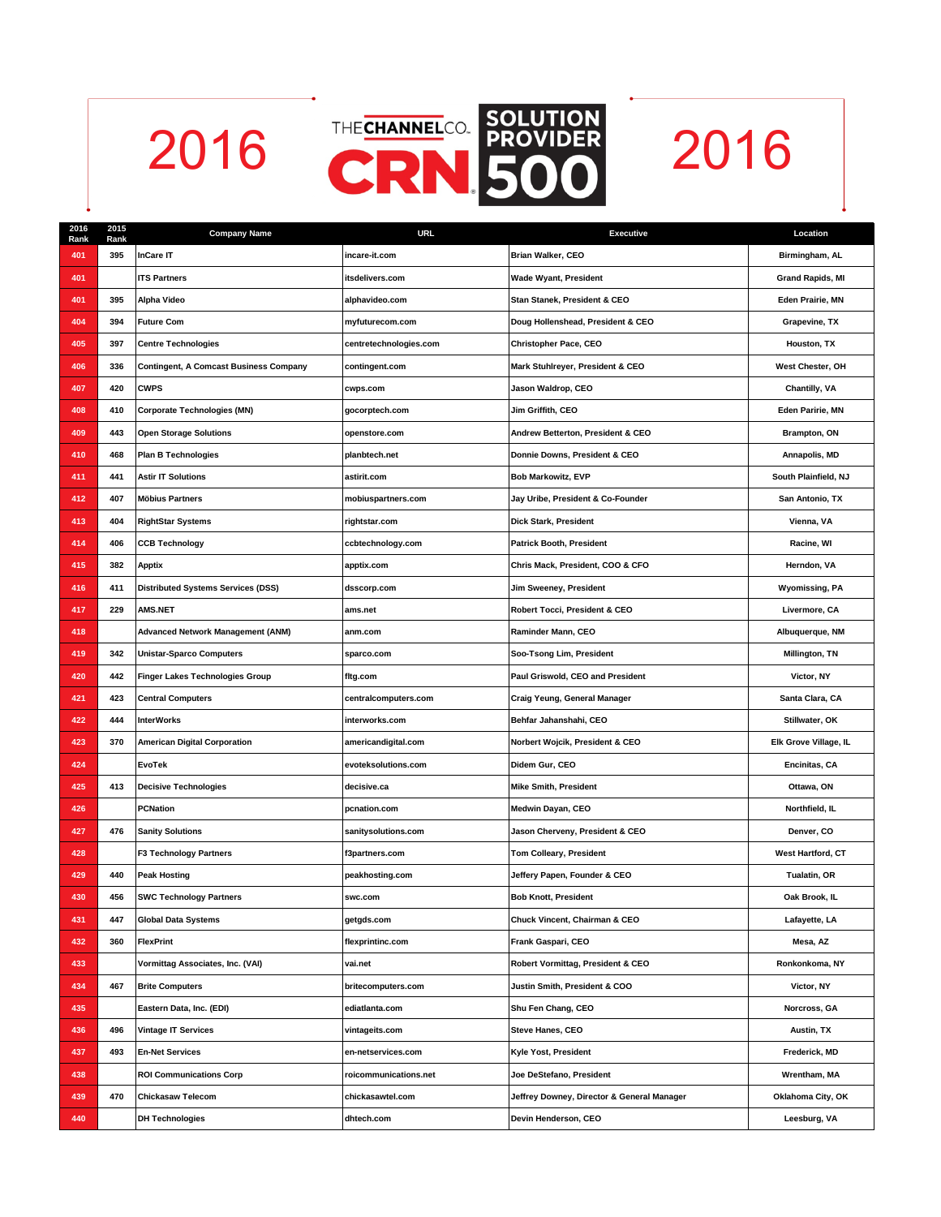# 2016 THE CHANNEL CO. CRN SOLUTION PROVIDER 500 2016

| 2016 Rank | 2015 Rank | Company Name | URL | Executive | Location |
|---|---|---|---|---|---|
| 401 | 395 | InCare IT | incare-it.com | Brian Walker, CEO | Birmingham, AL |
| 401 | | ITS Partners | itsdelivers.com | Wade Wyant, President | Grand Rapids, MI |
| 401 | 395 | Alpha Video | alphavideo.com | Stan Stanek, President & CEO | Eden Prairie, MN |
| 404 | 394 | Future Com | myfuturecom.com | Doug Hollenshead, President & CEO | Grapevine, TX |
| 405 | 397 | Centre Technologies | centretechnologies.com | Christopher Pace, CEO | Houston, TX |
| 406 | 336 | Contingent, A Comcast Business Company | contingent.com | Mark Stuhlreyer, President & CEO | West Chester, OH |
| 407 | 420 | CWPS | cwps.com | Jason Waldrop, CEO | Chantilly, VA |
| 408 | 410 | Corporate Technologies (MN) | gocorptech.com | Jim Griffith, CEO | Eden Paririe, MN |
| 409 | 443 | Open Storage Solutions | openstore.com | Andrew Betterton, President & CEO | Brampton, ON |
| 410 | 468 | Plan B Technologies | planbtech.net | Donnie Downs, President & CEO | Annapolis, MD |
| 411 | 441 | Astir IT Solutions | astirit.com | Bob Markowitz, EVP | South Plainfield, NJ |
| 412 | 407 | Möbius Partners | mobiuspartners.com | Jay Uribe, President & Co-Founder | San Antonio, TX |
| 413 | 404 | RightStar Systems | rightstar.com | Dick Stark, President | Vienna, VA |
| 414 | 406 | CCB Technology | ccbtechnology.com | Patrick Booth, President | Racine, WI |
| 415 | 382 | Apptix | apptix.com | Chris Mack, President, COO & CFO | Herndon, VA |
| 416 | 411 | Distributed Systems Services (DSS) | dsscorp.com | Jim Sweeney, President | Wyomissing, PA |
| 417 | 229 | AMS.NET | ams.net | Robert Tocci, President & CEO | Livermore, CA |
| 418 | | Advanced Network Management (ANM) | anm.com | Raminder Mann, CEO | Albuquerque, NM |
| 419 | 342 | Unistar-Sparco Computers | sparco.com | Soo-Tsong Lim, President | Millington, TN |
| 420 | 442 | Finger Lakes Technologies Group | fltg.com | Paul Griswold, CEO and President | Victor, NY |
| 421 | 423 | Central Computers | centralcomputers.com | Craig Yeung, General Manager | Santa Clara, CA |
| 422 | 444 | InterWorks | interworks.com | Behfar Jahanshahi, CEO | Stillwater, OK |
| 423 | 370 | American Digital Corporation | americandigital.com | Norbert Wojcik, President & CEO | Elk Grove Village, IL |
| 424 | | EvoTek | evoteksolutions.com | Didem Gur, CEO | Encinitas, CA |
| 425 | 413 | Decisive Technologies | decisive.ca | Mike Smith, President | Ottawa, ON |
| 426 | | PCNation | pcnation.com | Medwin Dayan, CEO | Northfield, IL |
| 427 | 476 | Sanity Solutions | sanitysolutions.com | Jason Cherveny, President & CEO | Denver, CO |
| 428 | | F3 Technology Partners | f3partners.com | Tom Colleary, President | West Hartford, CT |
| 429 | 440 | Peak Hosting | peakhosting.com | Jeffery Papen, Founder & CEO | Tualatin, OR |
| 430 | 456 | SWC Technology Partners | swc.com | Bob Knott, President | Oak Brook, IL |
| 431 | 447 | Global Data Systems | getgds.com | Chuck Vincent, Chairman & CEO | Lafayette, LA |
| 432 | 360 | FlexPrint | flexprintinc.com | Frank Gaspari, CEO | Mesa, AZ |
| 433 | | Vormittag Associates, Inc. (VAI) | vai.net | Robert Vormittag, President & CEO | Ronkonkoma, NY |
| 434 | 467 | Brite Computers | britecomputers.com | Justin Smith, President & COO | Victor, NY |
| 435 | | Eastern Data, Inc. (EDI) | ediatlanta.com | Shu Fen Chang, CEO | Norcross, GA |
| 436 | 496 | Vintage IT Services | vintageits.com | Steve Hanes, CEO | Austin, TX |
| 437 | 493 | En-Net Services | en-netservices.com | Kyle Yost, President | Frederick, MD |
| 438 | | ROI Communications Corp | roicommunications.net | Joe DeStefano, President | Wrentham, MA |
| 439 | 470 | Chickasaw Telecom | chickasawtel.com | Jeffrey Downey, Director & General Manager | Oklahoma City, OK |
| 440 | | DH Technologies | dhtech.com | Devin Henderson, CEO | Leesburg, VA |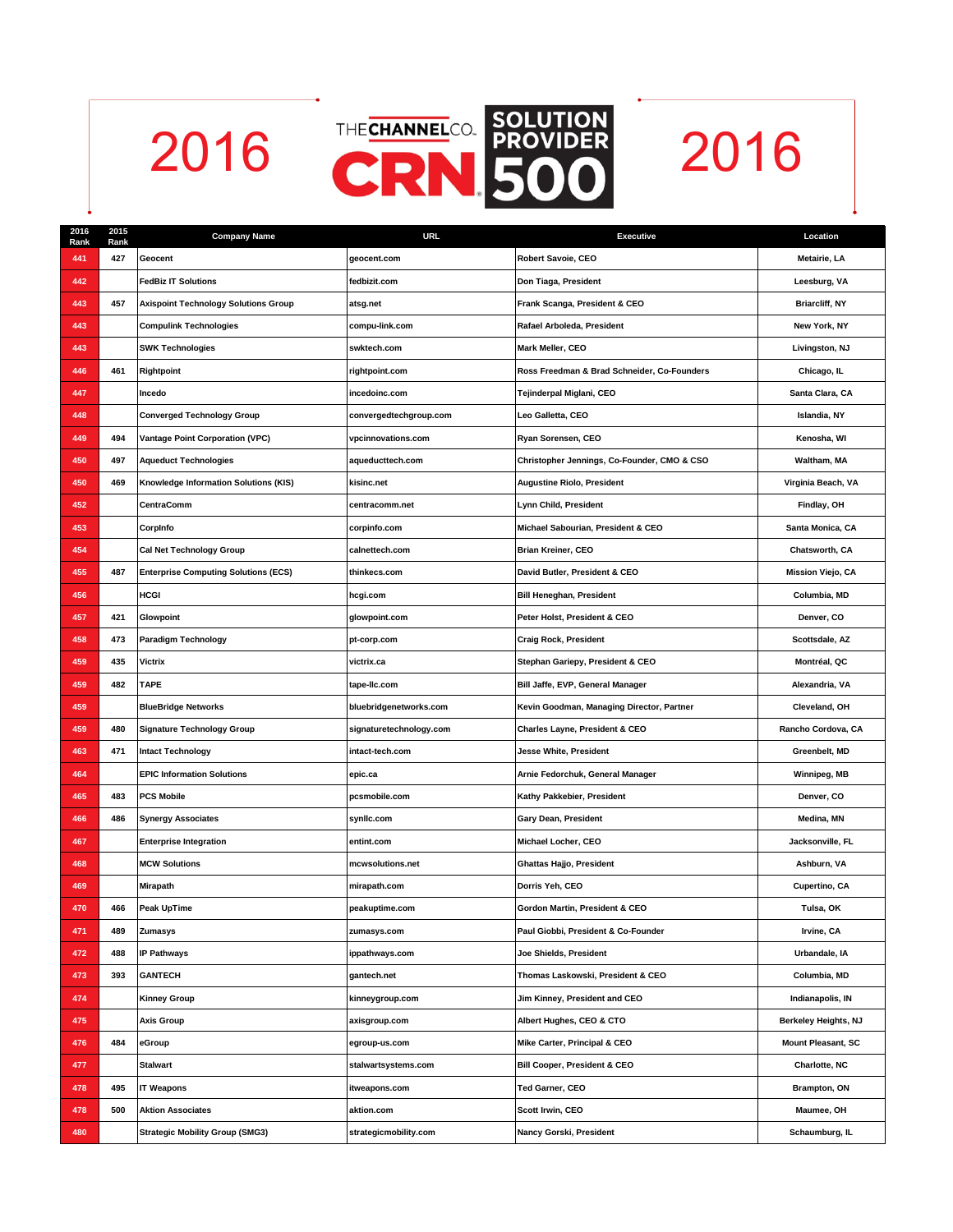# 2016 CRN Solution Provider 500 2016

| 2016 Rank | 2015 Rank | Company Name | URL | Executive | Location |
|---|---|---|---|---|---|
| 441 | 427 | Geocent | geocent.com | Robert Savoie, CEO | Metairie, LA |
| 442 | | FedBiz IT Solutions | fedbizit.com | Don Tiaga, President | Leesburg, VA |
| 443 | 457 | Axispoint Technology Solutions Group | atsg.net | Frank Scanga, President & CEO | Briarcliff, NY |
| 443 | | Compulink Technologies | compu-link.com | Rafael Arboleda, President | New York, NY |
| 443 | | SWK Technologies | swktech.com | Mark Meller, CEO | Livingston, NJ |
| 446 | 461 | Rightpoint | rightpoint.com | Ross Freedman & Brad Schneider, Co-Founders | Chicago, IL |
| 447 | | Incedo | incedoinc.com | Tejinderpal Miglani, CEO | Santa Clara, CA |
| 448 | | Converged Technology Group | convergedtechgroup.com | Leo Galletta, CEO | Islandia, NY |
| 449 | 494 | Vantage Point Corporation (VPC) | vpcinnovations.com | Ryan Sorensen, CEO | Kenosha, WI |
| 450 | 497 | Aqueduct Technologies | aqueducttech.com | Christopher Jennings, Co-Founder, CMO & CSO | Waltham, MA |
| 450 | 469 | Knowledge Information Solutions (KIS) | kisinc.net | Augustine Riolo, President | Virginia Beach, VA |
| 452 | | CentraComm | centracomm.net | Lynn Child, President | Findlay, OH |
| 453 | | CorpInfo | corpinfo.com | Michael Sabourian, President & CEO | Santa Monica, CA |
| 454 | | Cal Net Technology Group | calnettech.com | Brian Kreiner, CEO | Chatsworth, CA |
| 455 | 487 | Enterprise Computing Solutions (ECS) | thinkecs.com | David Butler, President & CEO | Mission Viejo, CA |
| 456 | | HCGI | hcgi.com | Bill Heneghan, President | Columbia, MD |
| 457 | 421 | Glowpoint | glowpoint.com | Peter Holst, President & CEO | Denver, CO |
| 458 | 473 | Paradigm Technology | pt-corp.com | Craig Rock, President | Scottsdale, AZ |
| 459 | 435 | Victrix | victrix.ca | Stephan Gariepy, President & CEO | Montréal, QC |
| 459 | 482 | TAPE | tape-llc.com | Bill Jaffe, EVP, General Manager | Alexandria, VA |
| 459 | | BlueBridge Networks | bluebridgenetworks.com | Kevin Goodman, Managing Director, Partner | Cleveland, OH |
| 459 | 480 | Signature Technology Group | signaturetechnology.com | Charles Layne, President & CEO | Rancho Cordova, CA |
| 463 | 471 | Intact Technology | intact-tech.com | Jesse White, President | Greenbelt, MD |
| 464 | | EPIC Information Solutions | epic.ca | Arnie Fedorchuk, General Manager | Winnipeg, MB |
| 465 | 483 | PCS Mobile | pcsmobile.com | Kathy Pakkebier, President | Denver, CO |
| 466 | 486 | Synergy Associates | synllc.com | Gary Dean, President | Medina, MN |
| 467 | | Enterprise Integration | entint.com | Michael Locher, CEO | Jacksonville, FL |
| 468 | | MCW Solutions | mcwsolutions.net | Ghattas Hajjo, President | Ashburn, VA |
| 469 | | Mirapath | mirapath.com | Dorris Yeh, CEO | Cupertino, CA |
| 470 | 466 | Peak UpTime | peakuptime.com | Gordon Martin, President & CEO | Tulsa, OK |
| 471 | 489 | Zumasys | zumasys.com | Paul Giobbi, President & Co-Founder | Irvine, CA |
| 472 | 488 | IP Pathways | ippathways.com | Joe Shields, President | Urbandale, IA |
| 473 | 393 | GANTECH | gantech.net | Thomas Laskowski, President & CEO | Columbia, MD |
| 474 | | Kinney Group | kinneygroup.com | Jim Kinney, President and CEO | Indianapolis, IN |
| 475 | | Axis Group | axisgroup.com | Albert Hughes, CEO & CTO | Berkeley Heights, NJ |
| 476 | 484 | eGroup | egroup-us.com | Mike Carter, Principal & CEO | Mount Pleasant, SC |
| 477 | | Stalwart | stalwartsystems.com | Bill Cooper, President & CEO | Charlotte, NC |
| 478 | 495 | IT Weapons | itweapons.com | Ted Garner, CEO | Brampton, ON |
| 478 | 500 | Aktion Associates | aktion.com | Scott Irwin, CEO | Maumee, OH |
| 480 | | Strategic Mobility Group (SMG3) | strategicmobility.com | Nancy Gorski, President | Schaumburg, IL |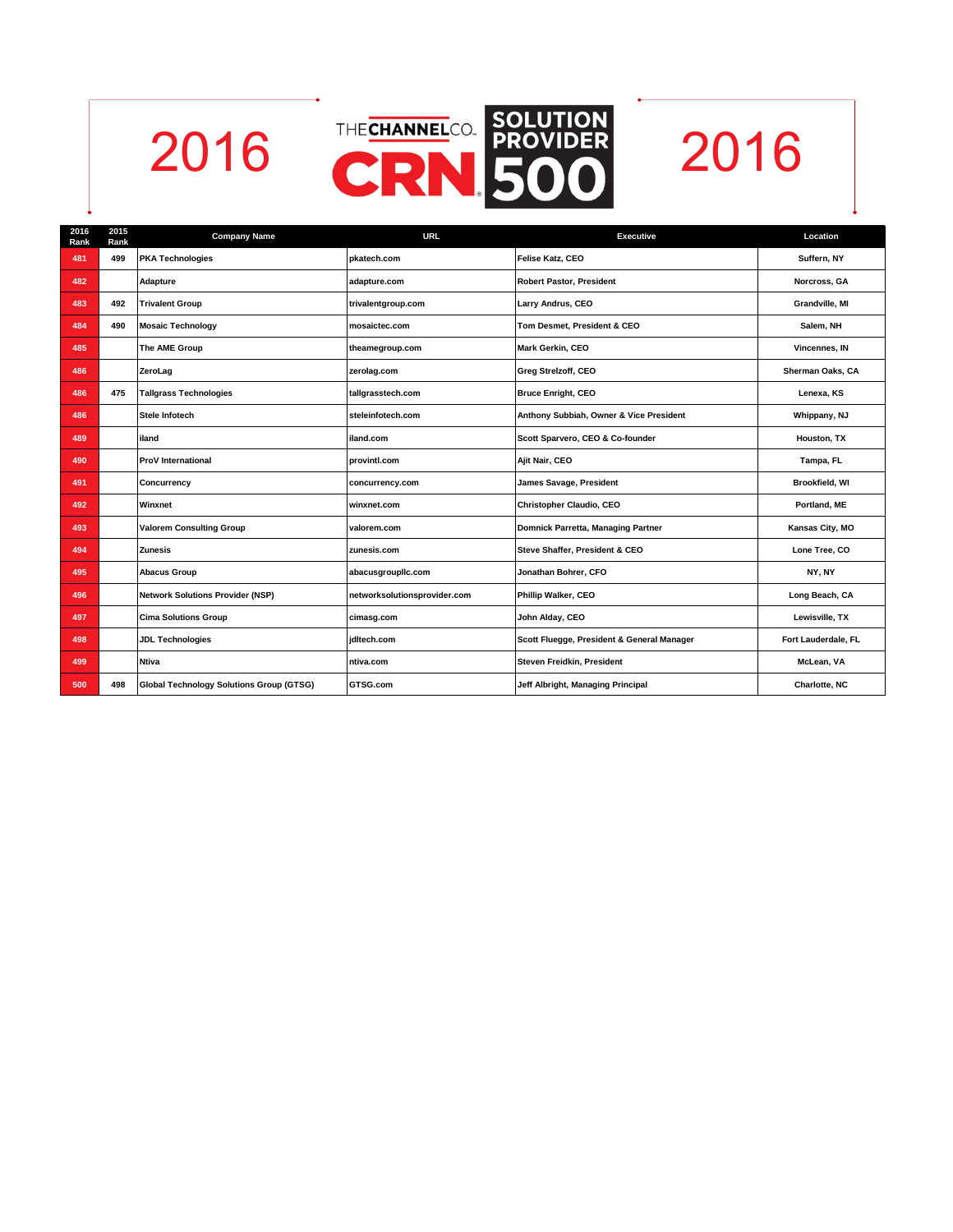# 2016 THECHANNELCO. CRN SOLUTION PROVIDER 500 2016

| 2016 Rank | 2015 Rank | Company Name | URL | Executive | Location |
|---|---|---|---|---|---|
| 481 | 499 | PKA Technologies | pkatech.com | Felise Katz, CEO | Suffern, NY |
| 482 | | Adapture | adapture.com | Robert Pastor, President | Norcross, GA |
| 483 | 492 | Trivalent Group | trivalentgroup.com | Larry Andrus, CEO | Grandville, MI |
| 484 | 490 | Mosaic Technology | mosaictec.com | Tom Desmet, President & CEO | Salem, NH |
| 485 | | The AME Group | theamegroup.com | Mark Gerkin, CEO | Vincennes, IN |
| 486 | | ZeroLag | zerolag.com | Greg Strelzoff, CEO | Sherman Oaks, CA |
| 486 | 475 | Tallgrass Technologies | tallgrasstech.com | Bruce Enright, CEO | Lenexa, KS |
| 486 | | Stele Infotech | steleinfotech.com | Anthony Subbiah, Owner & Vice President | Whippany, NJ |
| 489 | | iland | iland.com | Scott Sparvero, CEO & Co-founder | Houston, TX |
| 490 | | ProV International | provintl.com | Ajit Nair, CEO | Tampa, FL |
| 491 | | Concurrency | concurrency.com | James Savage, President | Brookfield, WI |
| 492 | | Winxnet | winxnet.com | Christopher Claudio, CEO | Portland, ME |
| 493 | | Valorem Consulting Group | valorem.com | Domnick Parretta, Managing Partner | Kansas City, MO |
| 494 | | Zunesis | zunesis.com | Steve Shaffer, President & CEO | Lone Tree, CO |
| 495 | | Abacus Group | abacusgroupllc.com | Jonathan Bohrer, CFO | NY, NY |
| 496 | | Network Solutions Provider (NSP) | networksolutionsprovider.com | Phillip Walker, CEO | Long Beach, CA |
| 497 | | Cima Solutions Group | cimasg.com | John Alday, CEO | Lewisville, TX |
| 498 | | JDL Technologies | jdltech.com | Scott Fluegge, President & General Manager | Fort Lauderdale, FL |
| 499 | | Ntiva | ntiva.com | Steven Freidkin, President | McLean, VA |
| 500 | 498 | Global Technology Solutions Group (GTSG) | GTSG.com | Jeff Albright, Managing Principal | Charlotte, NC |